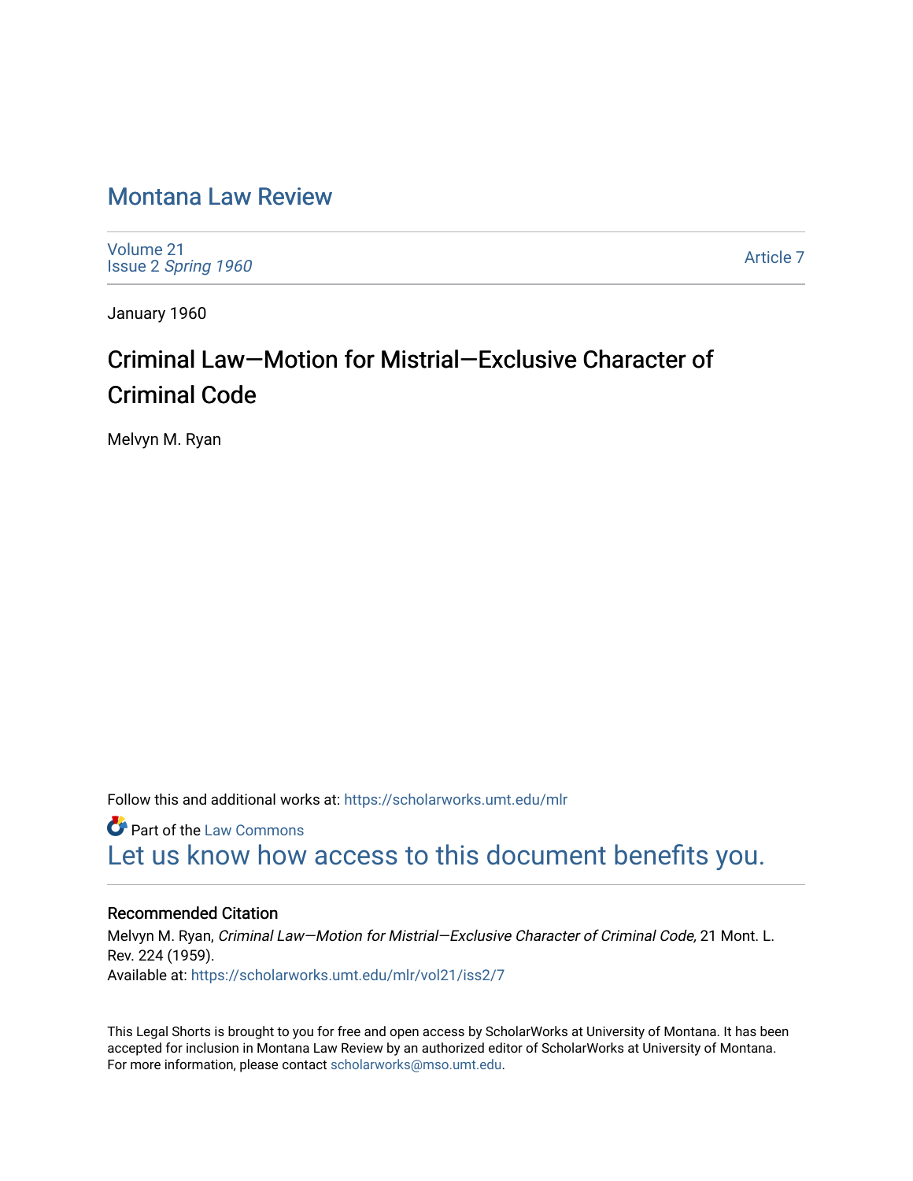# Montana Law Review

Volume 21
Issue 2 *Spring 1960*

Article 7

January 1960

## Criminal Law—Motion for Mistrial—Exclusive Character of Criminal Code

Melvyn M. Ryan

Follow this and additional works at: https://scholarworks.umt.edu/mlr

Part of the Law Commons

Let us know how access to this document benefits you.

### Recommended Citation

Melvyn M. Ryan, *Criminal Law—Motion for Mistrial—Exclusive Character of Criminal Code,* 21 Mont. L. Rev. 224 (1959).
Available at: https://scholarworks.umt.edu/mlr/vol21/iss2/7

This Legal Shorts is brought to you for free and open access by ScholarWorks at University of Montana. It has been accepted for inclusion in Montana Law Review by an authorized editor of ScholarWorks at University of Montana. For more information, please contact scholarworks@mso.umt.edu.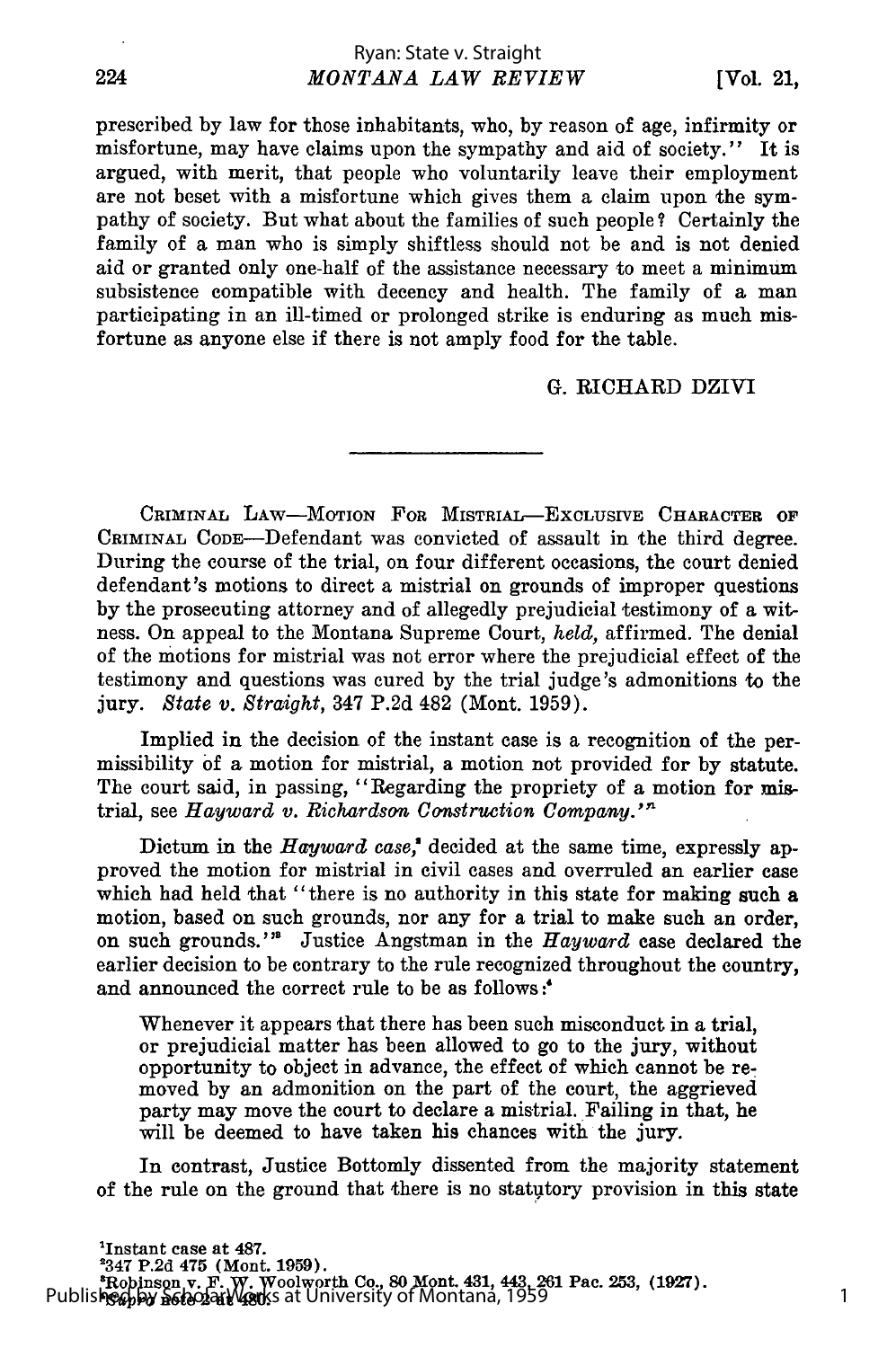prescribed by law for those inhabitants, who, by reason of age, infirmity or misfortune, may have claims upon the sympathy and aid of society." It is argued, with merit, that people who voluntarily leave their employment are not beset with a misfortune which gives them a claim upon the sympathy of society. But what about the families of such people? Certainly the family of a man who is simply shiftless should not be and is not denied aid or granted only one-half of the assistance necessary to meet a minimum subsistence compatible with decency and health. The family of a man participating in an ill-timed or prolonged strike is enduring as much misfortune as anyone else if there is not amply food for the table.

G. RICHARD DZIVI

---

CRIMINAL LAW—MOTION FOR MISTRIAL—EXCLUSIVE CHARACTER OF CRIMINAL CODE—Defendant was convicted of assault in the third degree. During the course of the trial, on four different occasions, the court denied defendant's motions to direct a mistrial on grounds of improper questions by the prosecuting attorney and of allegedly prejudicial testimony of a witness. On appeal to the Montana Supreme Court, *held,* affirmed. The denial of the motions for mistrial was not error where the prejudicial effect of the testimony and questions was cured by the trial judge's admonitions to the jury. *State v. Straight*, 347 P.2d 482 (Mont. 1959).

Implied in the decision of the instant case is a recognition of the permissibility of a motion for mistrial, a motion not provided for by statute. The court said, in passing, "Regarding the propriety of a motion for mistrial, see *Hayward v. Richardson Construction Company.*"[1]

Dictum in the *Hayward case*,[2] decided at the same time, expressly approved the motion for mistrial in civil cases and overruled an earlier case which had held that "there is no authority in this state for making such a motion, based on such grounds, nor any for a trial to make such an order, on such grounds."[3] Justice Angstman in the *Hayward* case declared the earlier decision to be contrary to the rule recognized throughout the country, and announced the correct rule to be as follows:[4]

> Whenever it appears that there has been such misconduct in a trial, or prejudicial matter has been allowed to go to the jury, without opportunity to object in advance, the effect of which cannot be removed by an admonition on the part of the court, the aggrieved party may move the court to declare a mistrial. Failing in that, he will be deemed to have taken his chances with the jury.

In contrast, Justice Bottomly dissented from the majority statement of the rule on the ground that there is no statutory provision in this state

[1]Instant case at 487.

[2]347 P.2d 475 (Mont. 1959).

[3]Robinson v. F. W. Woolworth Co., 80 Mont. 431, 443, 261 Pac. 253, (1927).

[4]*Supra* note 2 at 480.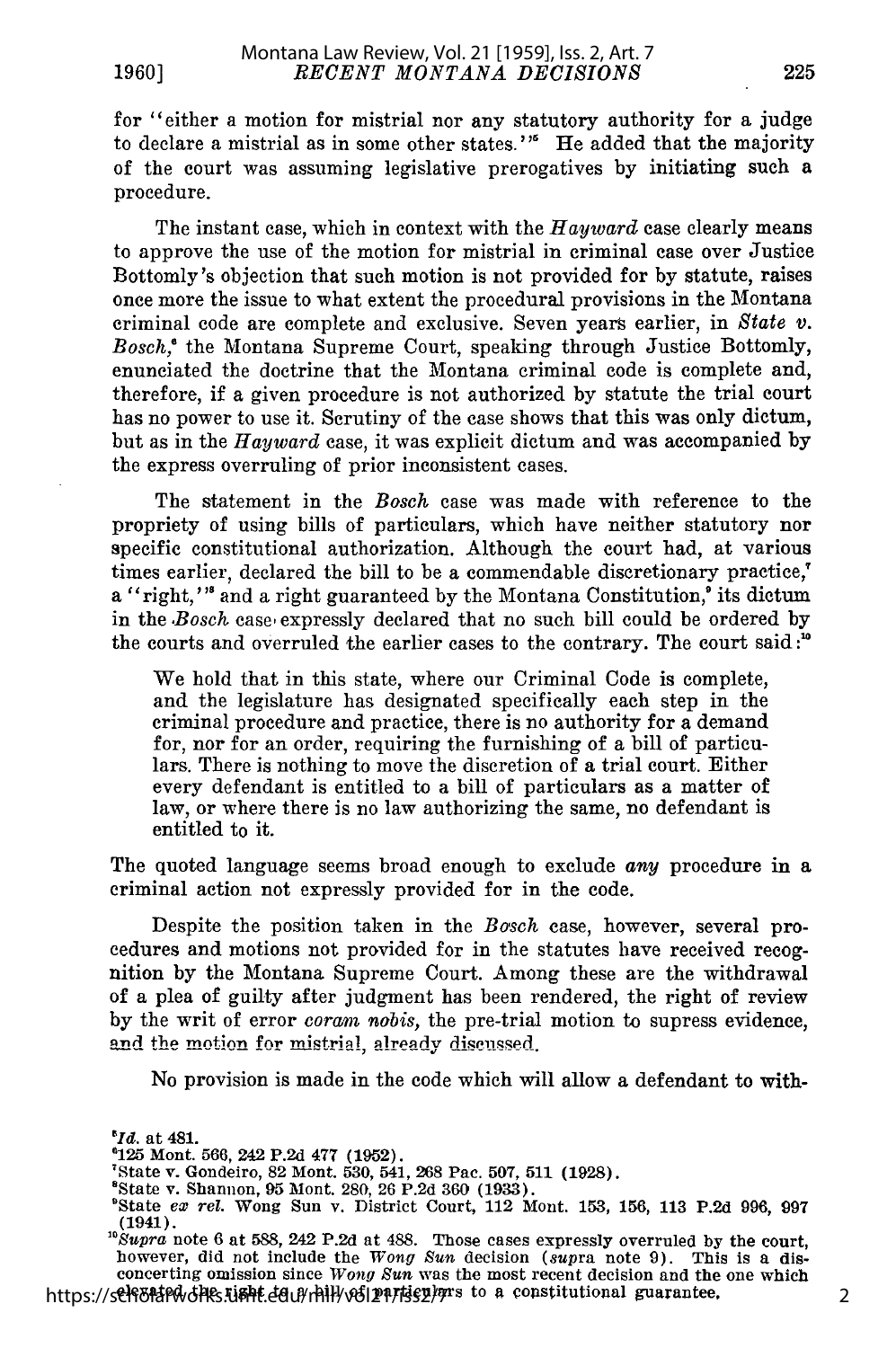for "either a motion for mistrial nor any statutory authority for a judge to declare a mistrial as in some other states."[5] He added that the majority of the court was assuming legislative prerogatives by initiating such a procedure.

The instant case, which in context with the *Hayward* case clearly means to approve the use of the motion for mistrial in criminal case over Justice Bottomly's objection that such motion is not provided for by statute, raises once more the issue to what extent the procedural provisions in the Montana criminal code are complete and exclusive. Seven years earlier, in *State v. Bosch*,[6] the Montana Supreme Court, speaking through Justice Bottomly, enunciated the doctrine that the Montana criminal code is complete and, therefore, if a given procedure is not authorized by statute the trial court has no power to use it. Scrutiny of the case shows that this was only dictum, but as in the *Hayward* case, it was explicit dictum and was accompanied by the express overruling of prior inconsistent cases.

The statement in the *Bosch* case was made with reference to the propriety of using bills of particulars, which have neither statutory nor specific constitutional authorization. Although the court had, at various times earlier, declared the bill to be a commendable discretionary practice,[7] a "right,"[8] and a right guaranteed by the Montana Constitution,[9] its dictum in the *Bosch* case expressly declared that no such bill could be ordered by the courts and overruled the earlier cases to the contrary. The court said:[10]

> We hold that in this state, where our Criminal Code is complete, and the legislature has designated specifically each step in the criminal procedure and practice, there is no authority for a demand for, nor for an order, requiring the furnishing of a bill of particulars. There is nothing to move the discretion of a trial court. Either every defendant is entitled to a bill of particulars as a matter of law, or where there is no law authorizing the same, no defendant is entitled to it.

The quoted language seems broad enough to exclude *any* procedure in a criminal action not expressly provided for in the code.

Despite the position taken in the *Bosch* case, however, several procedures and motions not provided for in the statutes have received recognition by the Montana Supreme Court. Among these are the withdrawal of a plea of guilty after judgment has been rendered, the right of review by the writ of error *coram nobis*, the pre-trial motion to supress evidence, and the motion for mistrial, already discussed.

No provision is made in the code which will allow a defendant to with-

---

[5] *Id.* at 481.

[6] 125 Mont. 566, 242 P.2d 477 (1952).

[7] State v. Gondeiro, 82 Mont. 530, 541, 268 Pac. 507, 511 (1928).

[8] State v. Shannon, 95 Mont. 280, 26 P.2d 360 (1933).

[9] State *ex rel.* Wong Sun v. District Court, 112 Mont. 153, 156, 113 P.2d 996, 997 (1941).

[10] *Supra* note 6 at 588, 242 P.2d at 488. Those cases expressly overruled by the court, however, did not include the *Wong Sun* decision (*supra* note 9). This is a disconcerting omission since *Wong Sun* was the most recent decision and the one which elevated the right to a bill of particulars to a constitutional guarantee.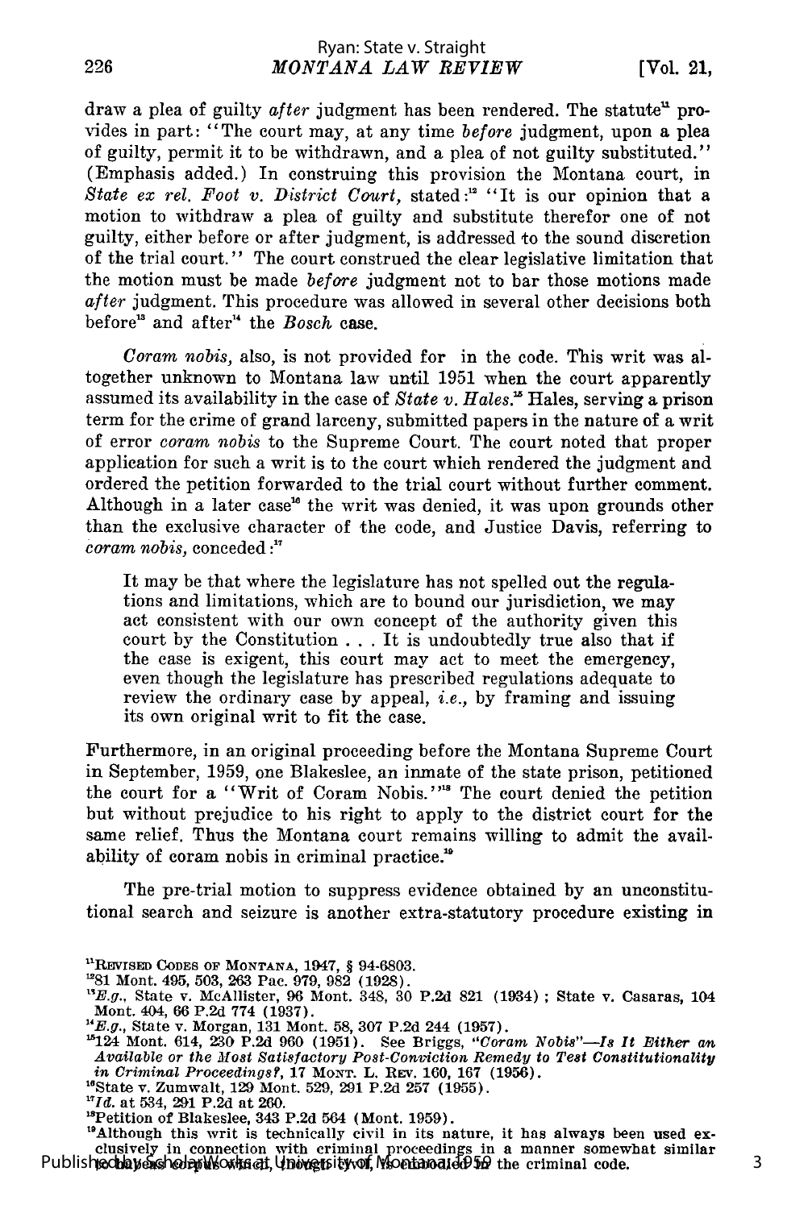draw a plea of guilty *after* judgment has been rendered. The statute[11] provides in part: "The court may, at any time *before* judgment, upon a plea of guilty, permit it to be withdrawn, and a plea of not guilty substituted." (Emphasis added.) In construing this provision the Montana court, in *State ex rel. Foot v. District Court*, stated:[12] "It is our opinion that a motion to withdraw a plea of guilty and substitute therefor one of not guilty, either before or after judgment, is addressed to the sound discretion of the trial court." The court construed the clear legislative limitation that the motion must be made *before* judgment not to bar those motions made *after* judgment. This procedure was allowed in several other decisions both before[13] and after[14] the *Bosch* case.

*Coram nobis*, also, is not provided for in the code. This writ was altogether unknown to Montana law until 1951 when the court apparently assumed its availability in the case of *State v. Hales*.[15] Hales, serving a prison term for the crime of grand larceny, submitted papers in the nature of a writ of error *coram nobis* to the Supreme Court. The court noted that proper application for such a writ is to the court which rendered the judgment and ordered the petition forwarded to the trial court without further comment. Although in a later case[16] the writ was denied, it was upon grounds other than the exclusive character of the code, and Justice Davis, referring to *coram nobis*, conceded:[17]

> It may be that where the legislature has not spelled out the regulations and limitations, which are to bound our jurisdiction, we may act consistent with our own concept of the authority given this court by the Constitution . . . It is undoubtedly true also that if the case is exigent, this court may act to meet the emergency, even though the legislature has prescribed regulations adequate to review the ordinary case by appeal, *i.e.*, by framing and issuing its own original writ to fit the case.

Furthermore, in an original proceeding before the Montana Supreme Court in September, 1959, one Blakeslee, an inmate of the state prison, petitioned the court for a "Writ of Coram Nobis."[18] The court denied the petition but without prejudice to his right to apply to the district court for the same relief. Thus the Montana court remains willing to admit the availability of coram nobis in criminal practice.[19]

The pre-trial motion to suppress evidence obtained by an unconstitutional search and seizure is another extra-statutory procedure existing in

---

[11] REVISED CODES OF MONTANA, 1947, § 94-6803.

[12] 81 Mont. 495, 503, 263 Pac. 979, 982 (1928).

[13] *E.g.*, State v. McAllister, 96 Mont. 348, 30 P.2d 821 (1934); State v. Casaras, 104 Mont. 404, 66 P.2d 774 (1937).

[14] *E.g.*, State v. Morgan, 131 Mont. 58, 307 P.2d 244 (1957).

[15] 124 Mont. 614, 230 P.2d 960 (1951). See Briggs, *"Coram Nobis"—Is It Either an Available or the Most Satisfactory Post-Conviction Remedy to Test Constitutionality in Criminal Proceedings?*, 17 MONT. L. REV. 160, 167 (1956).

[16] State v. Zumwalt, 129 Mont. 529, 291 P.2d 257 (1955).

[17] *Id.* at 534, 291 P.2d at 260.

[18] Petition of Blakeslee, 343 P.2d 564 (Mont. 1959).

[19] Although this writ is technically civil in its nature, it has always been used exclusively in connection with criminal proceedings in a manner somewhat similar to habeas corpus which, though civil, is embodied in the criminal code.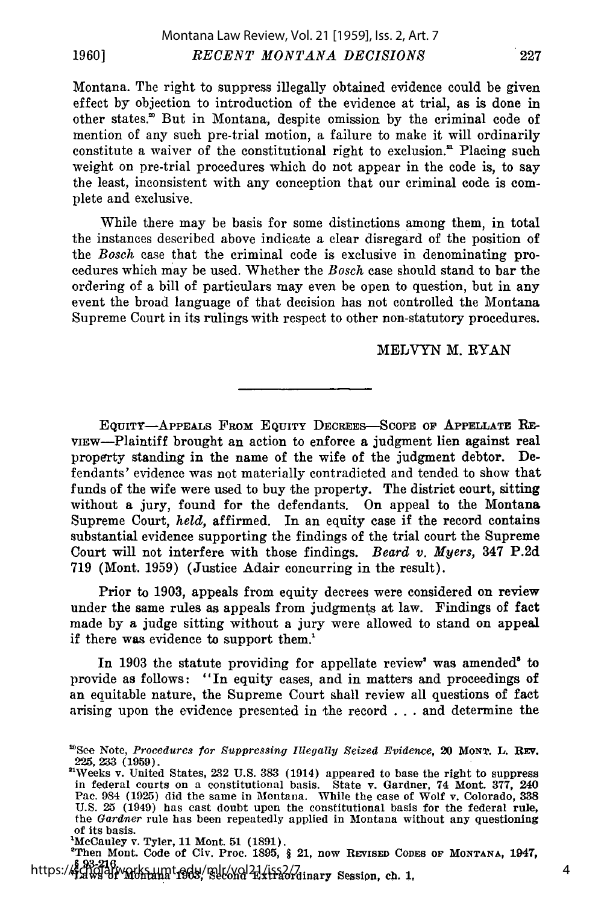Montana. The right to suppress illegally obtained evidence could be given effect by objection to introduction of the evidence at trial, as is done in other states.[20] But in Montana, despite omission by the criminal code of mention of any such pre-trial motion, a failure to make it will ordinarily constitute a waiver of the constitutional right to exclusion.[21] Placing such weight on pre-trial procedures which do not appear in the code is, to say the least, inconsistent with any conception that our criminal code is complete and exclusive.

While there may be basis for some distinctions among them, in total the instances described above indicate a clear disregard of the position of the *Bosch* case that the criminal code is exclusive in denominating procedures which may be used. Whether the *Bosch* case should stand to bar the ordering of a bill of particulars may even be open to question, but in any event the broad language of that decision has not controlled the Montana Supreme Court in its rulings with respect to other non-statutory procedures.

MELVYN M. RYAN

---

EQUITY—APPEALS FROM EQUITY DECREES—SCOPE OF APPELLATE REVIEW—Plaintiff brought an action to enforce a judgment lien against real property standing in the name of the wife of the judgment debtor. Defendants' evidence was not materially contradicted and tended to show that funds of the wife were used to buy the property. The district court, sitting without a jury, found for the defendants. On appeal to the Montana Supreme Court, *held*, affirmed. In an equity case if the record contains substantial evidence supporting the findings of the trial court the Supreme Court will not interfere with those findings. *Beard v. Myers*, 347 P.2d 719 (Mont. 1959) (Justice Adair concurring in the result).

Prior to 1903, appeals from equity decrees were considered on review under the same rules as appeals from judgments at law. Findings of fact made by a judge sitting without a jury were allowed to stand on appeal if there was evidence to support them.[1]

In 1903 the statute providing for appellate review[2] was amended[3] to provide as follows: "In equity cases, and in matters and proceedings of an equitable nature, the Supreme Court shall review all questions of fact arising upon the evidence presented in the record . . . and determine the

[20] See Note, *Procedures for Suppressing Illegally Seized Evidence*, 20 MONT. L. REV. 225, 233 (1959).

[21] Weeks v. United States, 232 U.S. 383 (1914) appeared to base the right to suppress in federal courts on a constitutional basis. State v. Gardner, 74 Mont. 377, 240 Pac. 984 (1925) did the same in Montana. While the case of Wolf v. Colorado, 338 U.S. 25 (1949) has cast doubt upon the constitutional basis for the federal rule, the *Gardner* rule has been repeatedly applied in Montana without any questioning of its basis.

[1] McCauley v. Tyler, 11 Mont. 51 (1891).

[2] Then Mont. Code of Civ. Proc. 1895, § 21, now REVISED CODES OF MONTANA, 1947, § 93-216.

[3] Laws of Montana 1903, Second Extraordinary Session, ch. 1.